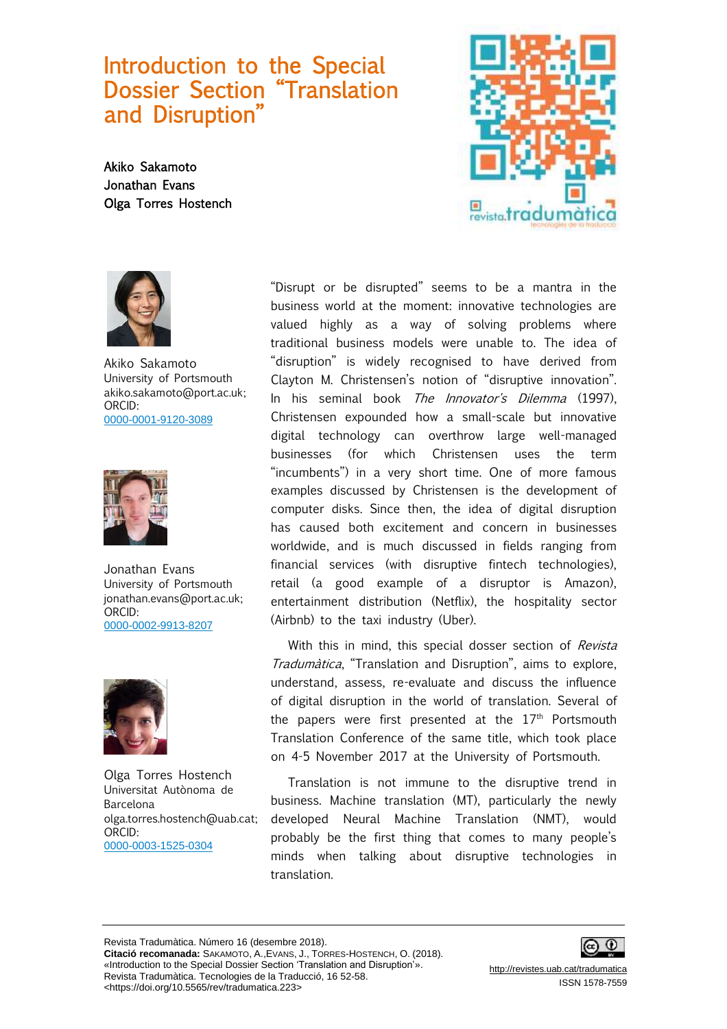# Introduction to the Special Dossier Section "Translation and Disruption"

Akiko Sakamoto
Jonathan Evans
Olga Torres Hostench

Akiko Sakamoto
University of Portsmouth
akiko.sakamoto@port.ac.uk;
ORCID:
0000-0001-9120-3089

Jonathan Evans
University of Portsmouth
jonathan.evans@port.ac.uk;
ORCID:
0000-0002-9913-8207

Olga Torres Hostench
Universitat Autònoma de Barcelona
olga.torres.hostench@uab.cat;
ORCID:
0000-0003-1525-0304

"Disrupt or be disrupted" seems to be a mantra in the business world at the moment: innovative technologies are valued highly as a way of solving problems where traditional business models were unable to. The idea of "disruption" is widely recognised to have derived from Clayton M. Christensen's notion of "disruptive innovation". In his seminal book *The Innovator's Dilemma* (1997), Christensen expounded how a small-scale but innovative digital technology can overthrow large well-managed businesses (for which Christensen uses the term "incumbents") in a very short time. One of more famous examples discussed by Christensen is the development of computer disks. Since then, the idea of digital disruption has caused both excitement and concern in businesses worldwide, and is much discussed in fields ranging from financial services (with disruptive fintech technologies), retail (a good example of a disruptor is Amazon), entertainment distribution (Netflix), the hospitality sector (Airbnb) to the taxi industry (Uber).

With this in mind, this special dosser section of *Revista Tradumàtica*, "Translation and Disruption", aims to explore, understand, assess, re-evaluate and discuss the influence of digital disruption in the world of translation. Several of the papers were first presented at the 17th Portsmouth Translation Conference of the same title, which took place on 4-5 November 2017 at the University of Portsmouth.

Translation is not immune to the disruptive trend in business. Machine translation (MT), particularly the newly developed Neural Machine Translation (NMT), would probably be the first thing that comes to many people's minds when talking about disruptive technologies in translation.

Revista Tradumàtica. Número 16 (desembre 2018).
**Citació recomanada:** Sakamoto, A., Evans, J., Torres-Hostench, O. (2018). «Introduction to the Special Dossier Section 'Translation and Disruption'». Revista Tradumàtica. Tecnologies de la Traducció, 16 52-58. <https://doi.org/10.5565/rev/tradumatica.223>

http://revistes.uab.cat/tradumatica
ISSN 1578-7559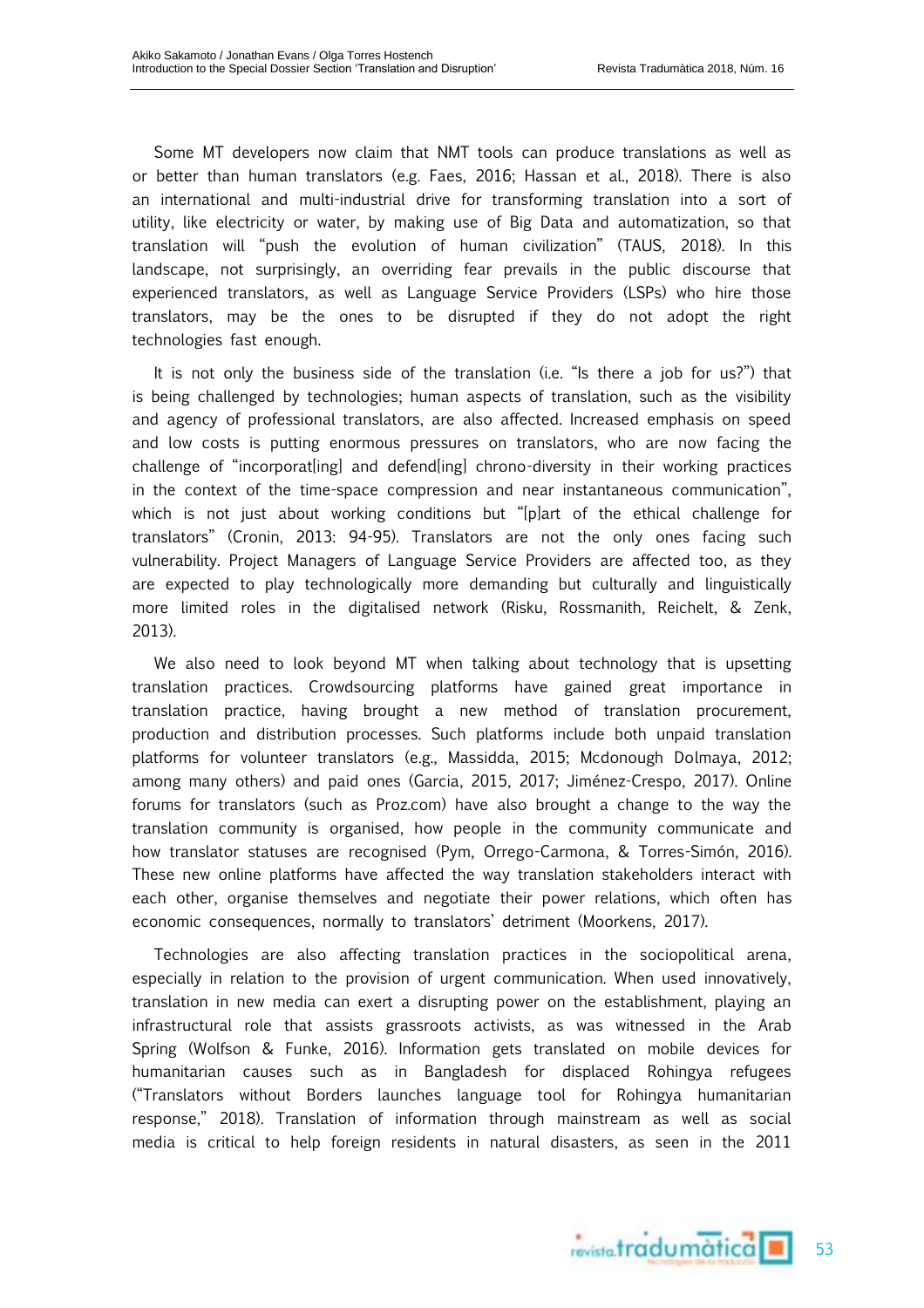Some MT developers now claim that NMT tools can produce translations as well as or better than human translators (e.g. Faes, 2016; Hassan et al., 2018). There is also an international and multi-industrial drive for transforming translation into a sort of utility, like electricity or water, by making use of Big Data and automatization, so that translation will "push the evolution of human civilization" (TAUS, 2018). In this landscape, not surprisingly, an overriding fear prevails in the public discourse that experienced translators, as well as Language Service Providers (LSPs) who hire those translators, may be the ones to be disrupted if they do not adopt the right technologies fast enough.

It is not only the business side of the translation (i.e. "Is there a job for us?") that is being challenged by technologies; human aspects of translation, such as the visibility and agency of professional translators, are also affected. Increased emphasis on speed and low costs is putting enormous pressures on translators, who are now facing the challenge of "incorporat[ing] and defend[ing] chrono-diversity in their working practices in the context of the time-space compression and near instantaneous communication", which is not just about working conditions but "[p]art of the ethical challenge for translators" (Cronin, 2013: 94-95). Translators are not the only ones facing such vulnerability. Project Managers of Language Service Providers are affected too, as they are expected to play technologically more demanding but culturally and linguistically more limited roles in the digitalised network (Risku, Rossmanith, Reichelt, & Zenk, 2013).

We also need to look beyond MT when talking about technology that is upsetting translation practices. Crowdsourcing platforms have gained great importance in translation practice, having brought a new method of translation procurement, production and distribution processes. Such platforms include both unpaid translation platforms for volunteer translators (e.g., Massidda, 2015; Mcdonough Dolmaya, 2012; among many others) and paid ones (Garcia, 2015, 2017; Jiménez-Crespo, 2017). Online forums for translators (such as Proz.com) have also brought a change to the way the translation community is organised, how people in the community communicate and how translator statuses are recognised (Pym, Orrego-Carmona, & Torres-Simón, 2016). These new online platforms have affected the way translation stakeholders interact with each other, organise themselves and negotiate their power relations, which often has economic consequences, normally to translators' detriment (Moorkens, 2017).

Technologies are also affecting translation practices in the sociopolitical arena, especially in relation to the provision of urgent communication. When used innovatively, translation in new media can exert a disrupting power on the establishment, playing an infrastructural role that assists grassroots activists, as was witnessed in the Arab Spring (Wolfson & Funke, 2016). Information gets translated on mobile devices for humanitarian causes such as in Bangladesh for displaced Rohingya refugees ("Translators without Borders launches language tool for Rohingya humanitarian response," 2018). Translation of information through mainstream as well as social media is critical to help foreign residents in natural disasters, as seen in the 2011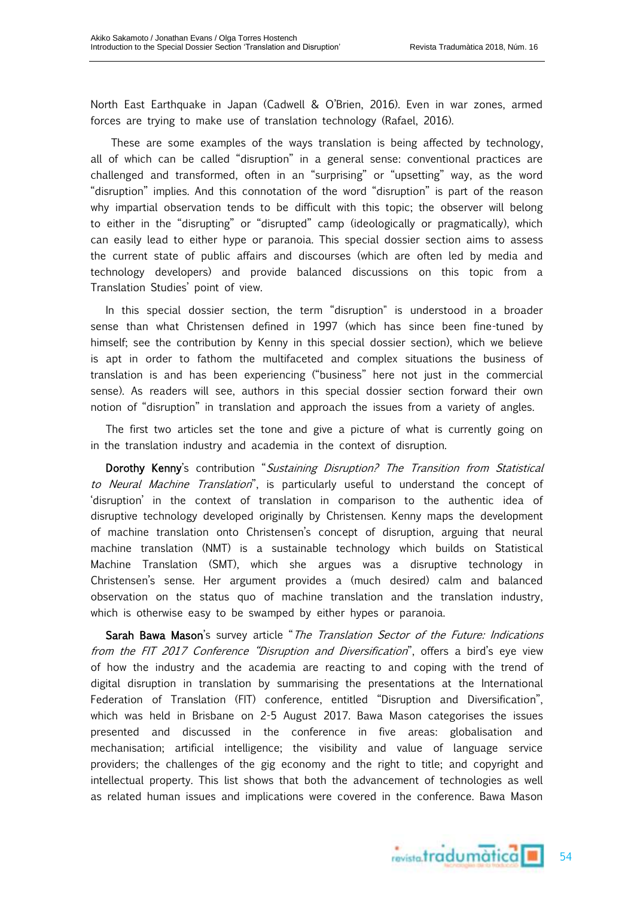North East Earthquake in Japan (Cadwell & O'Brien, 2016). Even in war zones, armed forces are trying to make use of translation technology (Rafael, 2016).

These are some examples of the ways translation is being affected by technology, all of which can be called "disruption" in a general sense: conventional practices are challenged and transformed, often in an "surprising" or "upsetting" way, as the word "disruption" implies. And this connotation of the word "disruption" is part of the reason why impartial observation tends to be difficult with this topic; the observer will belong to either in the "disrupting" or "disrupted" camp (ideologically or pragmatically), which can easily lead to either hype or paranoia. This special dossier section aims to assess the current state of public affairs and discourses (which are often led by media and technology developers) and provide balanced discussions on this topic from a Translation Studies' point of view.

In this special dossier section, the term "disruption" is understood in a broader sense than what Christensen defined in 1997 (which has since been fine-tuned by himself; see the contribution by Kenny in this special dossier section), which we believe is apt in order to fathom the multifaceted and complex situations the business of translation is and has been experiencing ("business" here not just in the commercial sense). As readers will see, authors in this special dossier section forward their own notion of "disruption" in translation and approach the issues from a variety of angles.

The first two articles set the tone and give a picture of what is currently going on in the translation industry and academia in the context of disruption.

**Dorothy Kenny**'s contribution "*Sustaining Disruption? The Transition from Statistical to Neural Machine Translation*", is particularly useful to understand the concept of 'disruption' in the context of translation in comparison to the authentic idea of disruptive technology developed originally by Christensen. Kenny maps the development of machine translation onto Christensen's concept of disruption, arguing that neural machine translation (NMT) is a sustainable technology which builds on Statistical Machine Translation (SMT), which she argues was a disruptive technology in Christensen's sense. Her argument provides a (much desired) calm and balanced observation on the status quo of machine translation and the translation industry, which is otherwise easy to be swamped by either hypes or paranoia.

**Sarah Bawa Mason**'s survey article "*The Translation Sector of the Future: Indications from the FIT 2017 Conference "Disruption and Diversification*", offers a bird's eye view of how the industry and the academia are reacting to and coping with the trend of digital disruption in translation by summarising the presentations at the International Federation of Translation (FIT) conference, entitled "Disruption and Diversification", which was held in Brisbane on 2-5 August 2017. Bawa Mason categorises the issues presented and discussed in the conference in five areas: globalisation and mechanisation; artificial intelligence; the visibility and value of language service providers; the challenges of the gig economy and the right to title; and copyright and intellectual property. This list shows that both the advancement of technologies as well as related human issues and implications were covered in the conference. Bawa Mason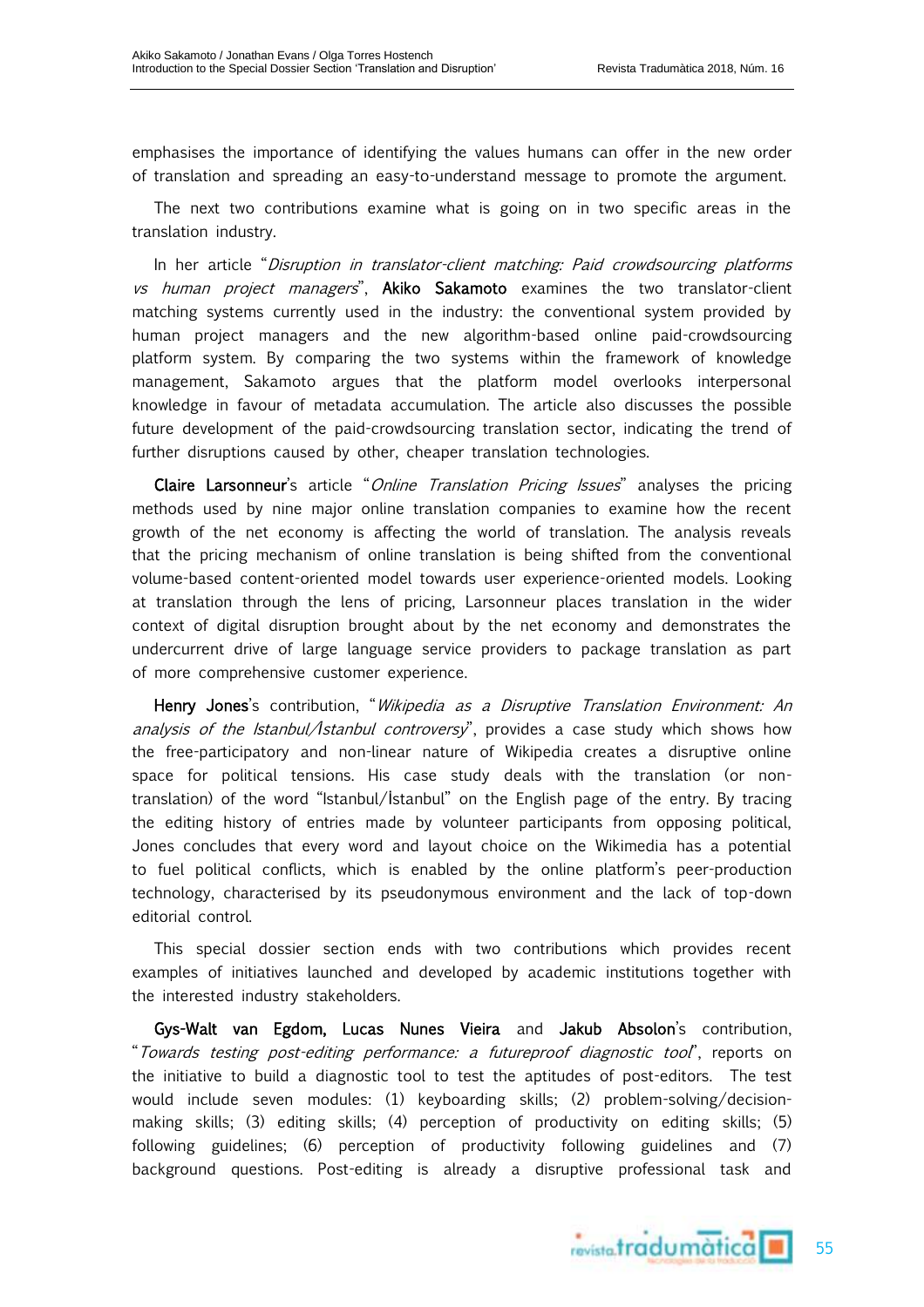emphasises the importance of identifying the values humans can offer in the new order of translation and spreading an easy-to-understand message to promote the argument.

The next two contributions examine what is going on in two specific areas in the translation industry.

In her article "*Disruption in translator-client matching: Paid crowdsourcing platforms vs human project managers*", **Akiko Sakamoto** examines the two translator-client matching systems currently used in the industry: the conventional system provided by human project managers and the new algorithm-based online paid-crowdsourcing platform system. By comparing the two systems within the framework of knowledge management, Sakamoto argues that the platform model overlooks interpersonal knowledge in favour of metadata accumulation. The article also discusses the possible future development of the paid-crowdsourcing translation sector, indicating the trend of further disruptions caused by other, cheaper translation technologies.

**Claire Larsonneur**'s article "*Online Translation Pricing Issues*" analyses the pricing methods used by nine major online translation companies to examine how the recent growth of the net economy is affecting the world of translation. The analysis reveals that the pricing mechanism of online translation is being shifted from the conventional volume-based content-oriented model towards user experience-oriented models. Looking at translation through the lens of pricing, Larsonneur places translation in the wider context of digital disruption brought about by the net economy and demonstrates the undercurrent drive of large language service providers to package translation as part of more comprehensive customer experience.

**Henry Jones**'s contribution, "*Wikipedia as a Disruptive Translation Environment: An analysis of the Istanbul/İstanbul controversy*", provides a case study which shows how the free-participatory and non-linear nature of Wikipedia creates a disruptive online space for political tensions. His case study deals with the translation (or non-translation) of the word "Istanbul/İstanbul" on the English page of the entry. By tracing the editing history of entries made by volunteer participants from opposing political, Jones concludes that every word and layout choice on the Wikimedia has a potential to fuel political conflicts, which is enabled by the online platform's peer-production technology, characterised by its pseudonymous environment and the lack of top-down editorial control.

This special dossier section ends with two contributions which provides recent examples of initiatives launched and developed by academic institutions together with the interested industry stakeholders.

**Gys-Walt van Egdom, Lucas Nunes Vieira** and **Jakub Absolon**'s contribution, "*Towards testing post-editing performance: a futureproof diagnostic tool*", reports on the initiative to build a diagnostic tool to test the aptitudes of post-editors. The test would include seven modules: (1) keyboarding skills; (2) problem-solving/decision-making skills; (3) editing skills; (4) perception of productivity on editing skills; (5) following guidelines; (6) perception of productivity following guidelines and (7) background questions. Post-editing is already a disruptive professional task and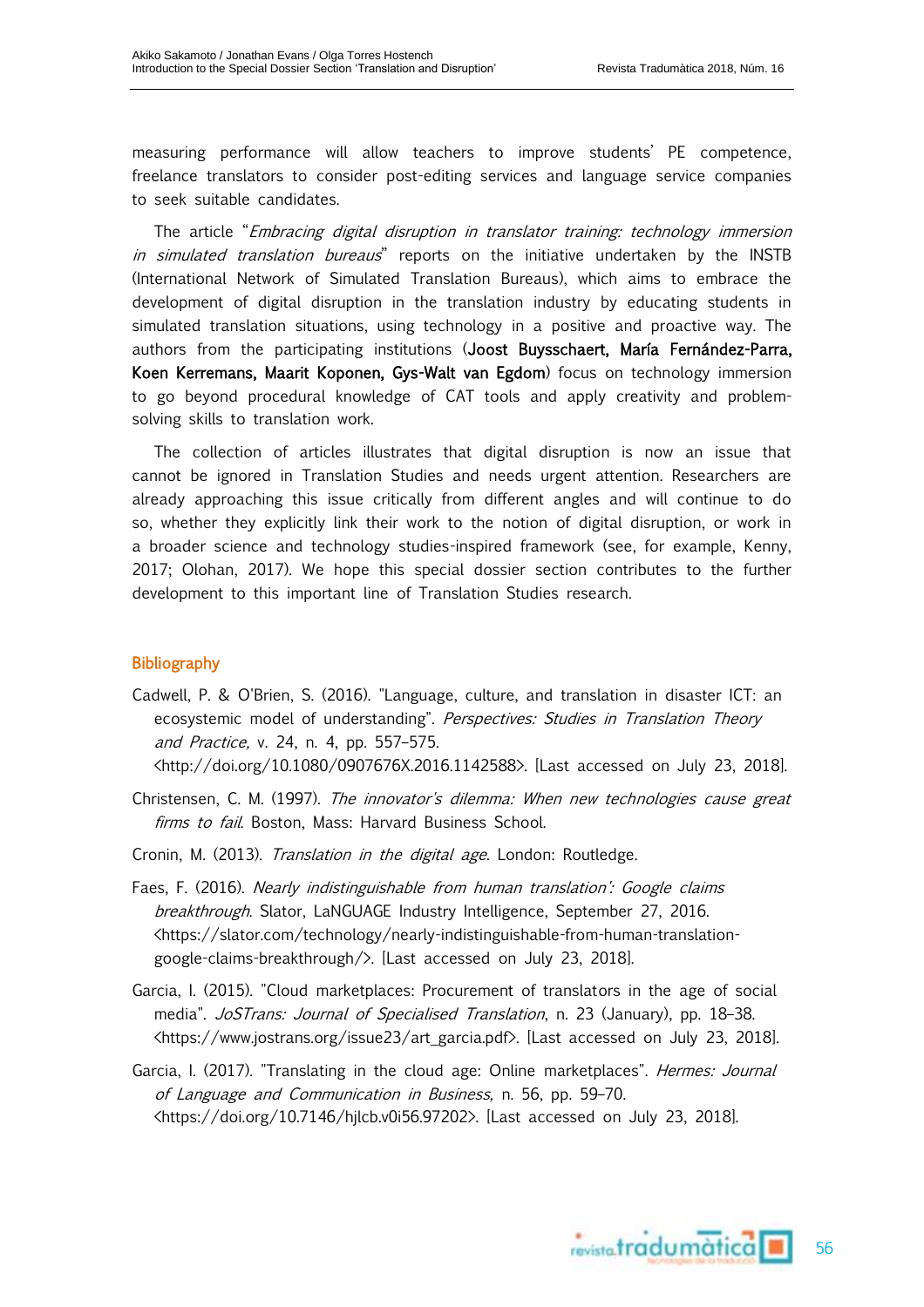measuring performance will allow teachers to improve students' PE competence, freelance translators to consider post-editing services and language service companies to seek suitable candidates.

The article "*Embracing digital disruption in translator training: technology immersion in simulated translation bureaus*" reports on the initiative undertaken by the INSTB (International Network of Simulated Translation Bureaus), which aims to embrace the development of digital disruption in the translation industry by educating students in simulated translation situations, using technology in a positive and proactive way. The authors from the participating institutions (**Joost Buysschaert, María Fernández-Parra, Koen Kerremans, Maarit Koponen, Gys-Walt van Egdom**) focus on technology immersion to go beyond procedural knowledge of CAT tools and apply creativity and problem-solving skills to translation work.

The collection of articles illustrates that digital disruption is now an issue that cannot be ignored in Translation Studies and needs urgent attention. Researchers are already approaching this issue critically from different angles and will continue to do so, whether they explicitly link their work to the notion of digital disruption, or work in a broader science and technology studies-inspired framework (see, for example, Kenny, 2017; Olohan, 2017). We hope this special dossier section contributes to the further development to this important line of Translation Studies research.

## Bibliography

Cadwell, P. & O'Brien, S. (2016). "Language, culture, and translation in disaster ICT: an ecosystemic model of understanding". *Perspectives: Studies in Translation Theory and Practice,* v. 24, n. 4, pp. 557–575. <http://doi.org/10.1080/0907676X.2016.1142588>. [Last accessed on July 23, 2018].

Christensen, C. M. (1997). *The innovator's dilemma: When new technologies cause great firms to fail.* Boston, Mass: Harvard Business School.

Cronin, M. (2013). *Translation in the digital age*. London: Routledge.

Faes, F. (2016). *Nearly indistinguishable from human translation': Google claims breakthrough*. Slator, LaNGUAGE Industry Intelligence, September 27, 2016. <https://slator.com/technology/nearly-indistinguishable-from-human-translation-google-claims-breakthrough/>. [Last accessed on July 23, 2018].

Garcia, I. (2015). "Cloud marketplaces: Procurement of translators in the age of social media". *JoSTrans: Journal of Specialised Translation*, n. 23 (January), pp. 18–38. <https://www.jostrans.org/issue23/art_garcia.pdf>. [Last accessed on July 23, 2018].

Garcia, I. (2017). "Translating in the cloud age: Online marketplaces". *Hermes: Journal of Language and Communication in Business,* n. 56, pp. 59–70. <https://doi.org/10.7146/hjlcb.v0i56.97202>. [Last accessed on July 23, 2018].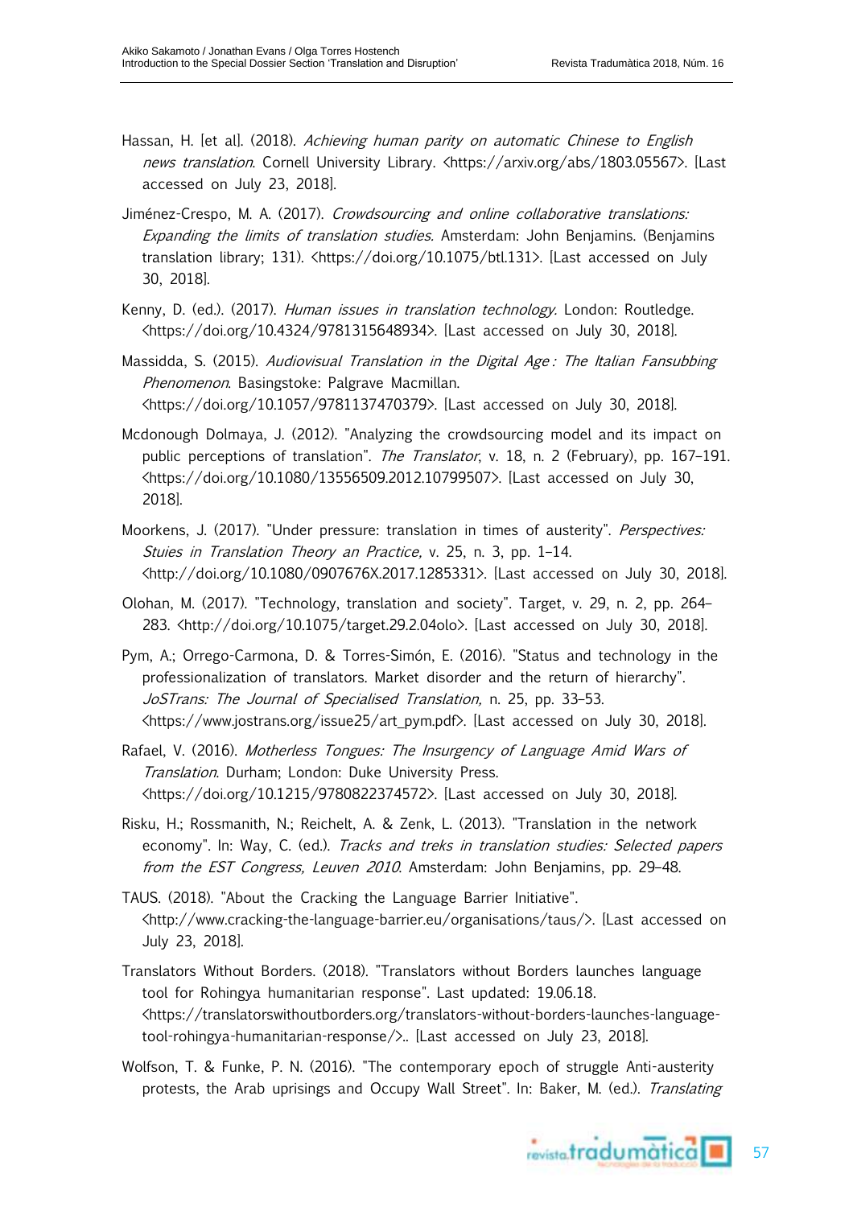Hassan, H. [et al]. (2018). *Achieving human parity on automatic Chinese to English news translation*. Cornell University Library. <https://arxiv.org/abs/1803.05567>. [Last accessed on July 23, 2018].

Jiménez-Crespo, M. A. (2017). *Crowdsourcing and online collaborative translations: Expanding the limits of translation studies.* Amsterdam: John Benjamins. (Benjamins translation library; 131). <https://doi.org/10.1075/btl.131>. [Last accessed on July 30, 2018].

Kenny, D. (ed.). (2017). *Human issues in translation technology.* London: Routledge. <https://doi.org/10.4324/9781315648934>. [Last accessed on July 30, 2018].

Massidda, S. (2015). *Audiovisual Translation in the Digital Age : The Italian Fansubbing Phenomenon*. Basingstoke: Palgrave Macmillan. <https://doi.org/10.1057/9781137470379>. [Last accessed on July 30, 2018].

Mcdonough Dolmaya, J. (2012). "Analyzing the crowdsourcing model and its impact on public perceptions of translation". *The Translator*, v. 18, n. 2 (February), pp. 167–191. <https://doi.org/10.1080/13556509.2012.10799507>. [Last accessed on July 30, 2018].

Moorkens, J. (2017). "Under pressure: translation in times of austerity". *Perspectives: Stuies in Translation Theory an Practice,* v. 25, n. 3, pp. 1–14. <http://doi.org/10.1080/0907676X.2017.1285331>. [Last accessed on July 30, 2018].

Olohan, M. (2017). "Technology, translation and society". Target, v. 29, n. 2, pp. 264–283. <http://doi.org/10.1075/target.29.2.04olo>. [Last accessed on July 30, 2018].

Pym, A.; Orrego-Carmona, D. & Torres-Simón, E. (2016). "Status and technology in the professionalization of translators. Market disorder and the return of hierarchy". *JoSTrans: The Journal of Specialised Translation,* n. 25, pp. 33–53. <https://www.jostrans.org/issue25/art_pym.pdf>. [Last accessed on July 30, 2018].

Rafael, V. (2016). *Motherless Tongues: The Insurgency of Language Amid Wars of Translation*. Durham; London: Duke University Press. <https://doi.org/10.1215/9780822374572>. [Last accessed on July 30, 2018].

Risku, H.; Rossmanith, N.; Reichelt, A. & Zenk, L. (2013). "Translation in the network economy". In: Way, C. (ed.). *Tracks and treks in translation studies: Selected papers from the EST Congress, Leuven 2010*. Amsterdam: John Benjamins, pp. 29–48.

TAUS. (2018). "About the Cracking the Language Barrier Initiative". <http://www.cracking-the-language-barrier.eu/organisations/taus/>. [Last accessed on July 23, 2018].

Translators Without Borders. (2018). "Translators without Borders launches language tool for Rohingya humanitarian response". Last updated: 19.06.18. <https://translatorswithoutborders.org/translators-without-borders-launches-language-tool-rohingya-humanitarian-response/>.. [Last accessed on July 23, 2018].

Wolfson, T. & Funke, P. N. (2016). "The contemporary epoch of struggle Anti-austerity protests, the Arab uprisings and Occupy Wall Street". In: Baker, M. (ed.). *Translating*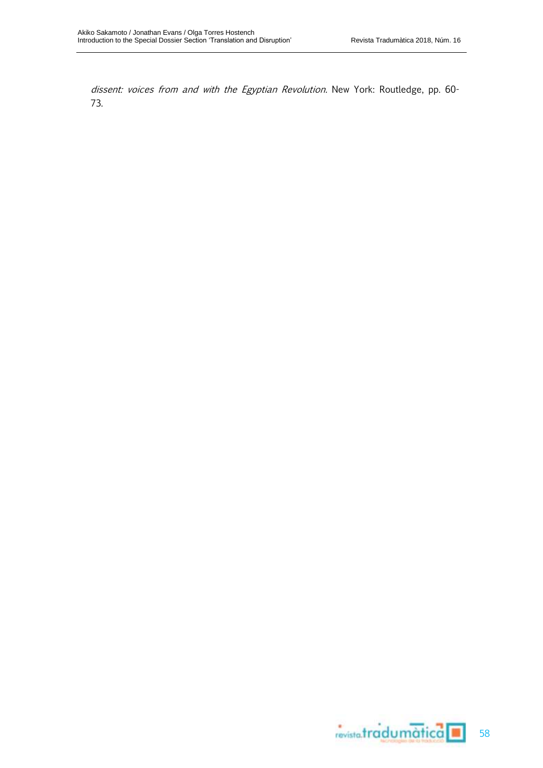*dissent: voices from and with the Egyptian Revolution.* New York: Routledge, pp. 60-73.